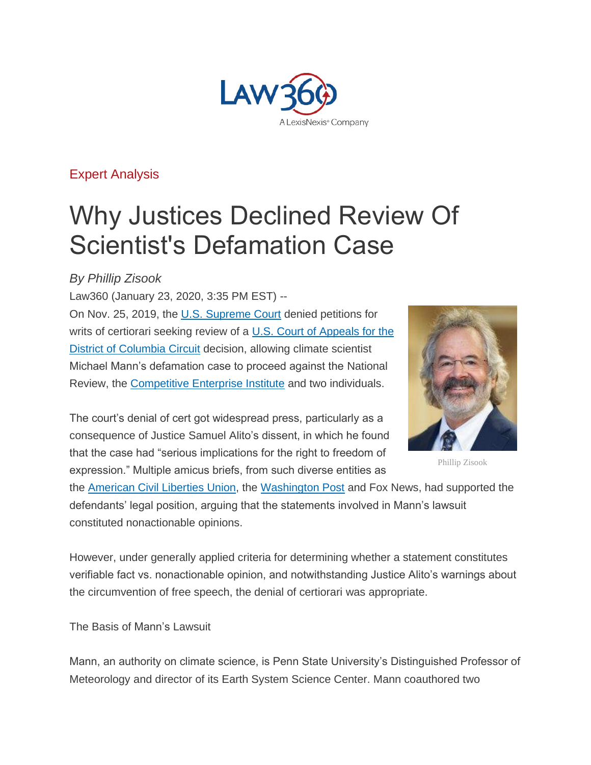Expert Analysis

# Why Justices Declined Review Of Scientist's Defamation Case

*By Phillip Zisook*

Law360 (January 23, 2020, 3:35 PM EST) --

On Nov. 25, 2019, the U.S. Supreme Court denied petitions for writs of certiorari seeking review of a U.S. Court of Appeals for the District of Columbia Circuit decision, allowing climate scientist Michael Mann's defamation case to proceed against the National Review, the Competitive Enterprise Institute and two individuals.

Phillip Zisook

The court's denial of cert got widespread press, particularly as a consequence of Justice Samuel Alito's dissent, in which he found that the case had "serious implications for the right to freedom of expression." Multiple amicus briefs, from such diverse entities as the American Civil Liberties Union, the Washington Post and Fox News, had supported the defendants' legal position, arguing that the statements involved in Mann's lawsuit constituted nonactionable opinions.

However, under generally applied criteria for determining whether a statement constitutes verifiable fact vs. nonactionable opinion, and notwithstanding Justice Alito's warnings about the circumvention of free speech, the denial of certiorari was appropriate.

The Basis of Mann's Lawsuit

Mann, an authority on climate science, is Penn State University's Distinguished Professor of Meteorology and director of its Earth System Science Center. Mann coauthored two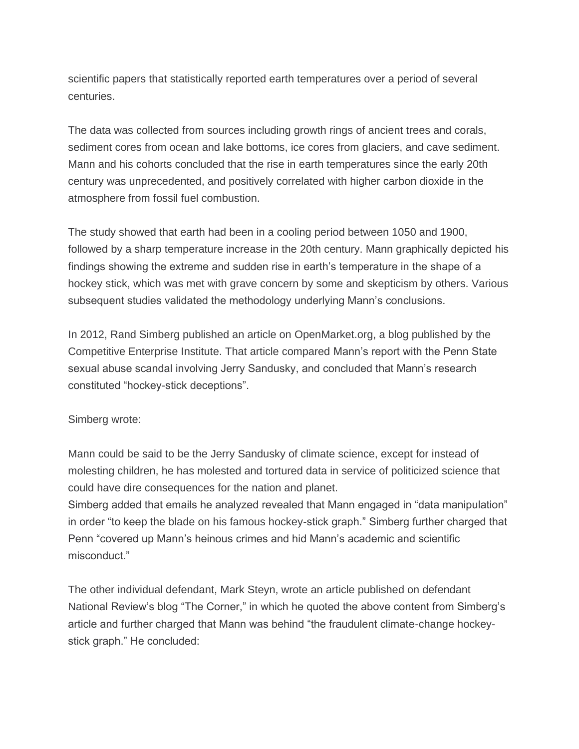scientific papers that statistically reported earth temperatures over a period of several centuries.

The data was collected from sources including growth rings of ancient trees and corals, sediment cores from ocean and lake bottoms, ice cores from glaciers, and cave sediment. Mann and his cohorts concluded that the rise in earth temperatures since the early 20th century was unprecedented, and positively correlated with higher carbon dioxide in the atmosphere from fossil fuel combustion.

The study showed that earth had been in a cooling period between 1050 and 1900, followed by a sharp temperature increase in the 20th century. Mann graphically depicted his findings showing the extreme and sudden rise in earth's temperature in the shape of a hockey stick, which was met with grave concern by some and skepticism by others. Various subsequent studies validated the methodology underlying Mann's conclusions.

In 2012, Rand Simberg published an article on OpenMarket.org, a blog published by the Competitive Enterprise Institute. That article compared Mann's report with the Penn State sexual abuse scandal involving Jerry Sandusky, and concluded that Mann's research constituted "hockey-stick deceptions".

Simberg wrote:

Mann could be said to be the Jerry Sandusky of climate science, except for instead of molesting children, he has molested and tortured data in service of politicized science that could have dire consequences for the nation and planet.
Simberg added that emails he analyzed revealed that Mann engaged in "data manipulation" in order "to keep the blade on his famous hockey-stick graph." Simberg further charged that Penn "covered up Mann's heinous crimes and hid Mann's academic and scientific misconduct."

The other individual defendant, Mark Steyn, wrote an article published on defendant National Review's blog "The Corner," in which he quoted the above content from Simberg's article and further charged that Mann was behind "the fraudulent climate-change hockey-stick graph." He concluded: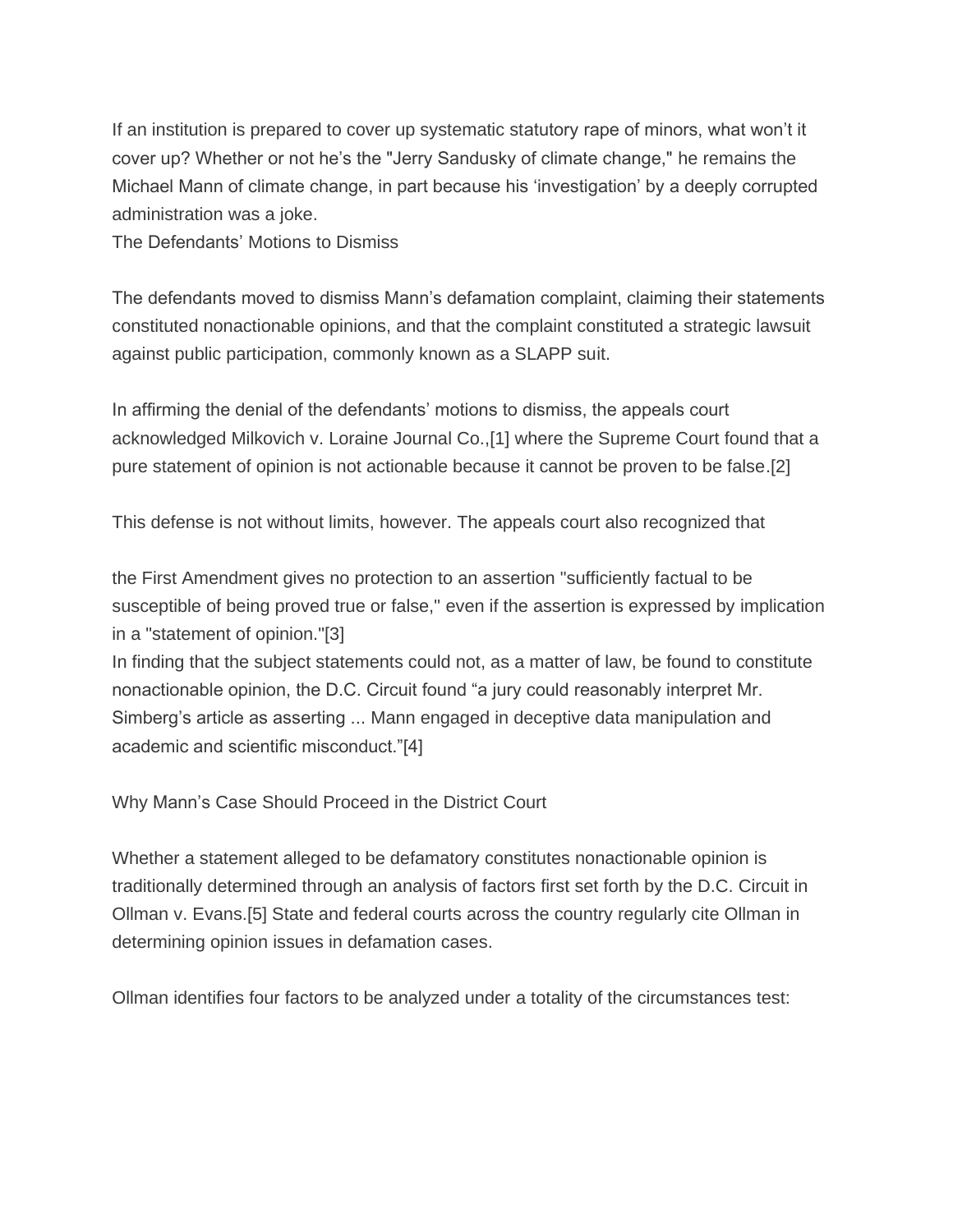If an institution is prepared to cover up systematic statutory rape of minors, what won't it cover up? Whether or not he's the "Jerry Sandusky of climate change," he remains the Michael Mann of climate change, in part because his 'investigation' by a deeply corrupted administration was a joke.

## The Defendants' Motions to Dismiss

The defendants moved to dismiss Mann's defamation complaint, claiming their statements constituted nonactionable opinions, and that the complaint constituted a strategic lawsuit against public participation, commonly known as a SLAPP suit.

In affirming the denial of the defendants' motions to dismiss, the appeals court acknowledged Milkovich v. Loraine Journal Co.,[1] where the Supreme Court found that a pure statement of opinion is not actionable because it cannot be proven to be false.[2]

This defense is not without limits, however. The appeals court also recognized that

> the First Amendment gives no protection to an assertion "sufficiently factual to be susceptible of being proved true or false," even if the assertion is expressed by implication in a "statement of opinion."[3]

In finding that the subject statements could not, as a matter of law, be found to constitute nonactionable opinion, the D.C. Circuit found "a jury could reasonably interpret Mr. Simberg's article as asserting ... Mann engaged in deceptive data manipulation and academic and scientific misconduct."[4]

## Why Mann's Case Should Proceed in the District Court

Whether a statement alleged to be defamatory constitutes nonactionable opinion is traditionally determined through an analysis of factors first set forth by the D.C. Circuit in Ollman v. Evans.[5] State and federal courts across the country regularly cite Ollman in determining opinion issues in defamation cases.

Ollman identifies four factors to be analyzed under a totality of the circumstances test: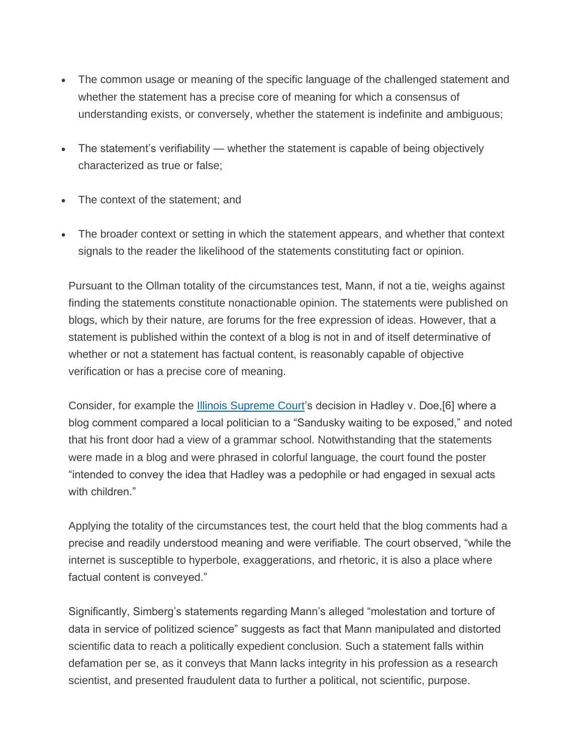- The common usage or meaning of the specific language of the challenged statement and whether the statement has a precise core of meaning for which a consensus of understanding exists, or conversely, whether the statement is indefinite and ambiguous;
- The statement's verifiability — whether the statement is capable of being objectively characterized as true or false;
- The context of the statement; and
- The broader context or setting in which the statement appears, and whether that context signals to the reader the likelihood of the statements constituting fact or opinion.

Pursuant to the Ollman totality of the circumstances test, Mann, if not a tie, weighs against finding the statements constitute nonactionable opinion. The statements were published on blogs, which by their nature, are forums for the free expression of ideas. However, that a statement is published within the context of a blog is not in and of itself determinative of whether or not a statement has factual content, is reasonably capable of objective verification or has a precise core of meaning.

Consider, for example the Illinois Supreme Court's decision in Hadley v. Doe,[6] where a blog comment compared a local politician to a "Sandusky waiting to be exposed," and noted that his front door had a view of a grammar school. Notwithstanding that the statements were made in a blog and were phrased in colorful language, the court found the poster "intended to convey the idea that Hadley was a pedophile or had engaged in sexual acts with children."

Applying the totality of the circumstances test, the court held that the blog comments had a precise and readily understood meaning and were verifiable. The court observed, "while the internet is susceptible to hyperbole, exaggerations, and rhetoric, it is also a place where factual content is conveyed."

Significantly, Simberg's statements regarding Mann's alleged "molestation and torture of data in service of politized science" suggests as fact that Mann manipulated and distorted scientific data to reach a politically expedient conclusion. Such a statement falls within defamation per se, as it conveys that Mann lacks integrity in his profession as a research scientist, and presented fraudulent data to further a political, not scientific, purpose.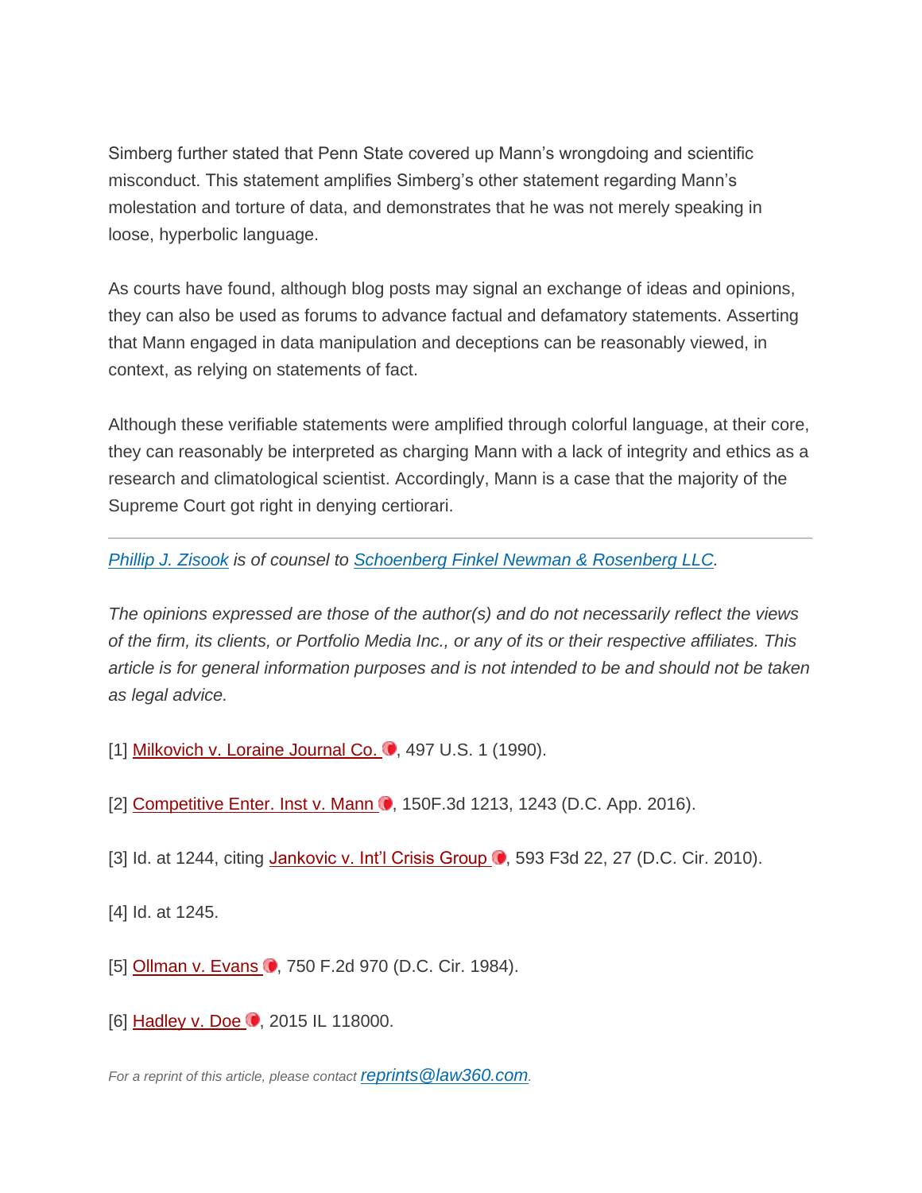Simberg further stated that Penn State covered up Mann's wrongdoing and scientific misconduct. This statement amplifies Simberg's other statement regarding Mann's molestation and torture of data, and demonstrates that he was not merely speaking in loose, hyperbolic language.

As courts have found, although blog posts may signal an exchange of ideas and opinions, they can also be used as forums to advance factual and defamatory statements. Asserting that Mann engaged in data manipulation and deceptions can be reasonably viewed, in context, as relying on statements of fact.

Although these verifiable statements were amplified through colorful language, at their core, they can reasonably be interpreted as charging Mann with a lack of integrity and ethics as a research and climatological scientist. Accordingly, Mann is a case that the majority of the Supreme Court got right in denying certiorari.

---

*Phillip J. Zisook is of counsel to Schoenberg Finkel Newman & Rosenberg LLC.*

*The opinions expressed are those of the author(s) and do not necessarily reflect the views of the firm, its clients, or Portfolio Media Inc., or any of its or their respective affiliates. This article is for general information purposes and is not intended to be and should not be taken as legal advice.*

[1] Milkovich v. Loraine Journal Co., 497 U.S. 1 (1990).

[2] Competitive Enter. Inst v. Mann, 150F.3d 1213, 1243 (D.C. App. 2016).

[3] Id. at 1244, citing Jankovic v. Int'l Crisis Group, 593 F3d 22, 27 (D.C. Cir. 2010).

[4] Id. at 1245.

[5] Ollman v. Evans, 750 F.2d 970 (D.C. Cir. 1984).

[6] Hadley v. Doe, 2015 IL 118000.

*For a reprint of this article, please contact reprints@law360.com.*